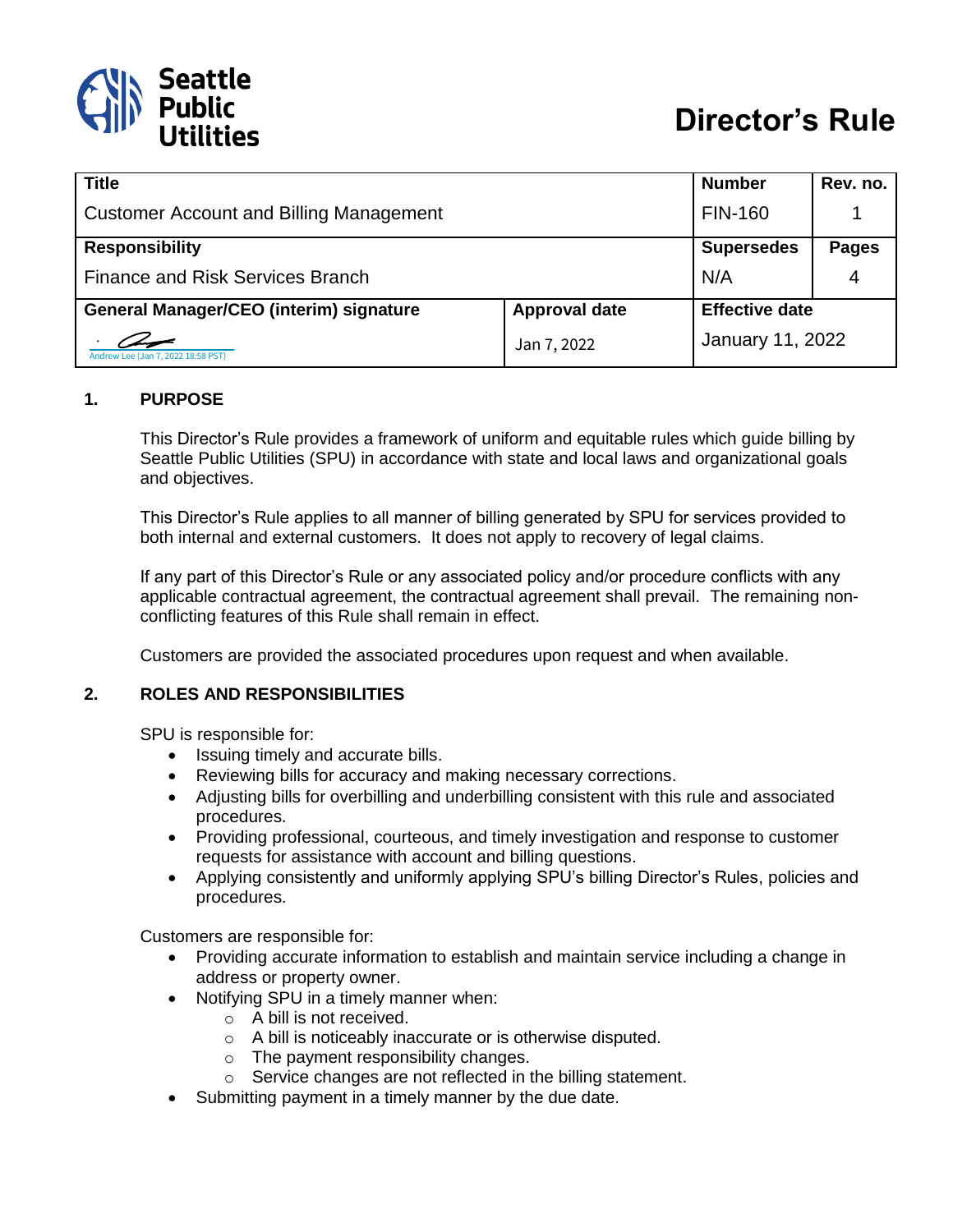Seattle Public Utilities

# Director's Rule

| Title | | Number | Rev. no. |
|---|---|---|---|
| Customer Account and Billing Management | | FIN-160 | 1 |
| **Responsibility** | | **Supersedes** | **Pages** |
| Finance and Risk Services Branch | | N/A | 4 |
| **General Manager/CEO (interim) signature** | **Approval date** | **Effective date** | |
| Andrew Lee (Jan 7, 2022 18:58 PST) | Jan 7, 2022 | January 11, 2022 | |

## 1. PURPOSE

This Director's Rule provides a framework of uniform and equitable rules which guide billing by Seattle Public Utilities (SPU) in accordance with state and local laws and organizational goals and objectives.

This Director's Rule applies to all manner of billing generated by SPU for services provided to both internal and external customers. It does not apply to recovery of legal claims.

If any part of this Director's Rule or any associated policy and/or procedure conflicts with any applicable contractual agreement, the contractual agreement shall prevail. The remaining non-conflicting features of this Rule shall remain in effect.

Customers are provided the associated procedures upon request and when available.

## 2. ROLES AND RESPONSIBILITIES

SPU is responsible for:

- Issuing timely and accurate bills.
- Reviewing bills for accuracy and making necessary corrections.
- Adjusting bills for overbilling and underbilling consistent with this rule and associated procedures.
- Providing professional, courteous, and timely investigation and response to customer requests for assistance with account and billing questions.
- Applying consistently and uniformly applying SPU's billing Director's Rules, policies and procedures.

Customers are responsible for:

- Providing accurate information to establish and maintain service including a change in address or property owner.
- Notifying SPU in a timely manner when:
  - A bill is not received.
  - A bill is noticeably inaccurate or is otherwise disputed.
  - The payment responsibility changes.
  - Service changes are not reflected in the billing statement.
- Submitting payment in a timely manner by the due date.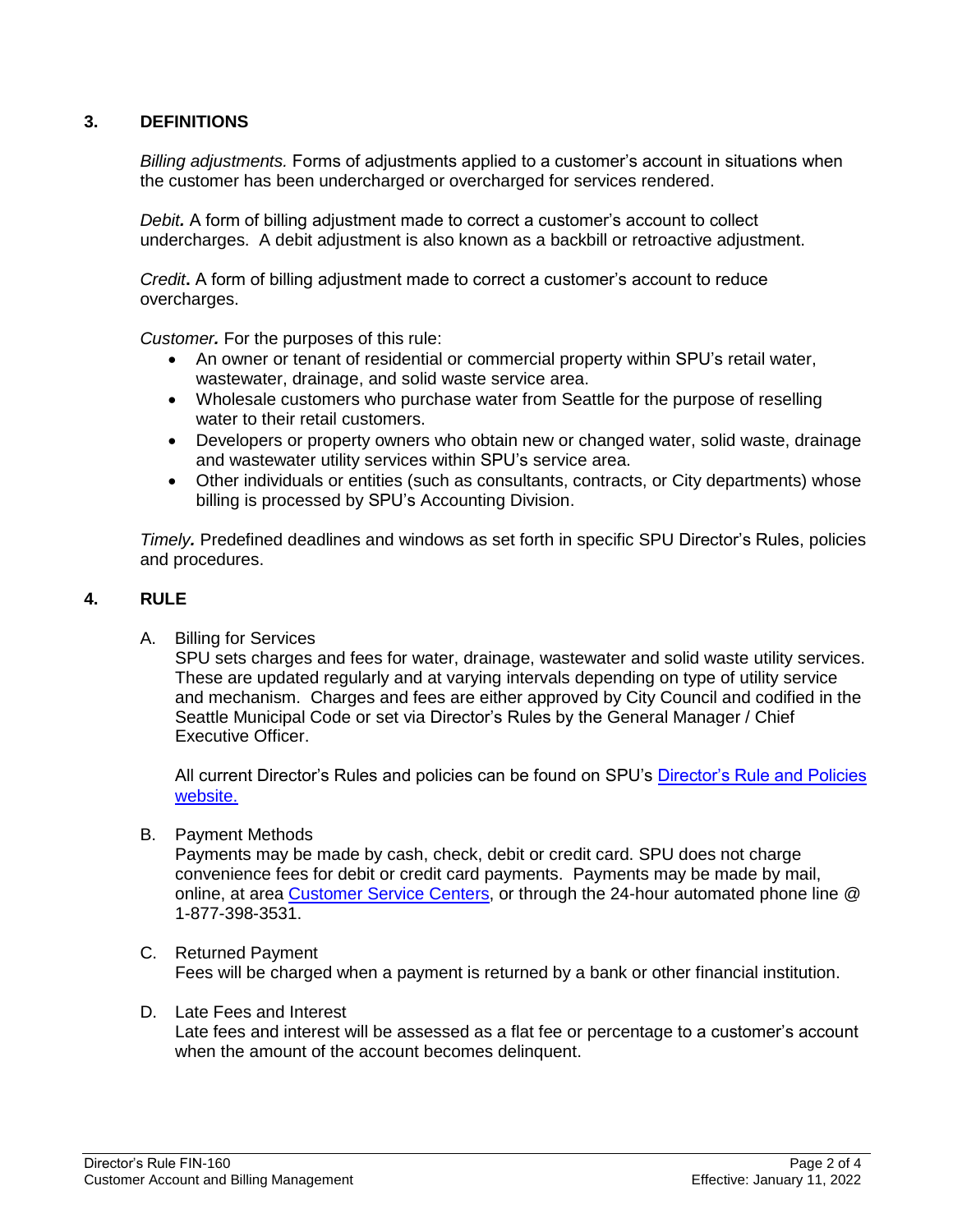## 3. DEFINITIONS

*Billing adjustments.* Forms of adjustments applied to a customer's account in situations when the customer has been undercharged or overcharged for services rendered.

*Debit.* A form of billing adjustment made to correct a customer's account to collect undercharges. A debit adjustment is also known as a backbill or retroactive adjustment.

*Credit***.** A form of billing adjustment made to correct a customer's account to reduce overcharges.

*Customer.* For the purposes of this rule:

- An owner or tenant of residential or commercial property within SPU's retail water, wastewater, drainage, and solid waste service area.
- Wholesale customers who purchase water from Seattle for the purpose of reselling water to their retail customers.
- Developers or property owners who obtain new or changed water, solid waste, drainage and wastewater utility services within SPU's service area.
- Other individuals or entities (such as consultants, contracts, or City departments) whose billing is processed by SPU's Accounting Division.

*Timely.* Predefined deadlines and windows as set forth in specific SPU Director's Rules, policies and procedures.

## 4. RULE

A. Billing for Services

SPU sets charges and fees for water, drainage, wastewater and solid waste utility services. These are updated regularly and at varying intervals depending on type of utility service and mechanism. Charges and fees are either approved by City Council and codified in the Seattle Municipal Code or set via Director's Rules by the General Manager / Chief Executive Officer.

All current Director's Rules and policies can be found on SPU's Director's Rule and Policies website.

B. Payment Methods

Payments may be made by cash, check, debit or credit card. SPU does not charge convenience fees for debit or credit card payments. Payments may be made by mail, online, at area Customer Service Centers, or through the 24-hour automated phone line @ 1-877-398-3531.

C. Returned Payment

Fees will be charged when a payment is returned by a bank or other financial institution.

D. Late Fees and Interest

Late fees and interest will be assessed as a flat fee or percentage to a customer's account when the amount of the account becomes delinquent.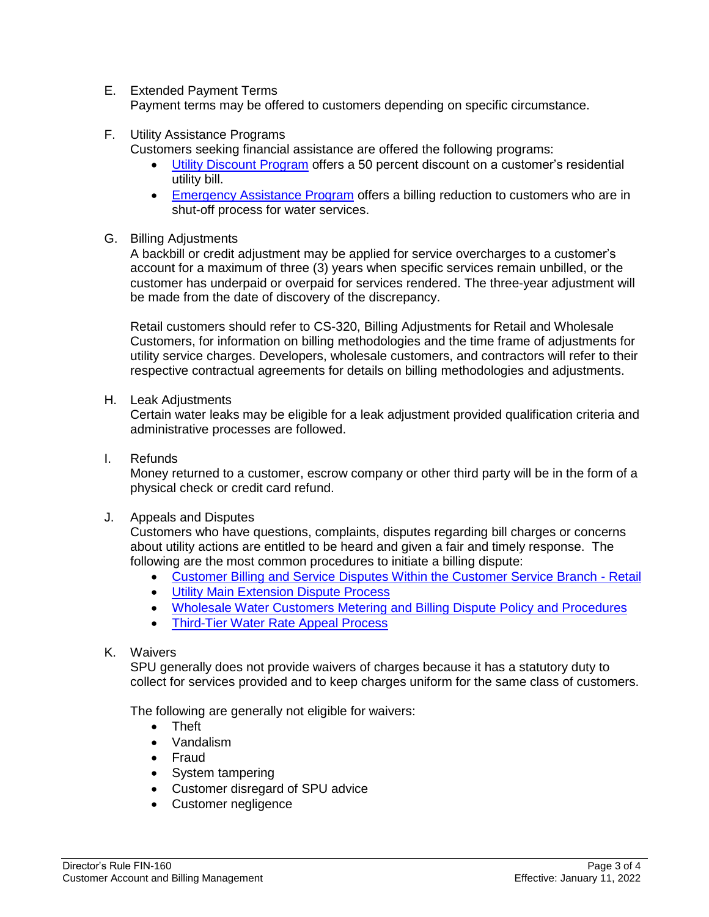E. Extended Payment Terms

Payment terms may be offered to customers depending on specific circumstance.

F. Utility Assistance Programs

Customers seeking financial assistance are offered the following programs:

- Utility Discount Program offers a 50 percent discount on a customer's residential utility bill.
- Emergency Assistance Program offers a billing reduction to customers who are in shut-off process for water services.

G. Billing Adjustments

A backbill or credit adjustment may be applied for service overcharges to a customer's account for a maximum of three (3) years when specific services remain unbilled, or the customer has underpaid or overpaid for services rendered. The three-year adjustment will be made from the date of discovery of the discrepancy.

Retail customers should refer to CS-320, Billing Adjustments for Retail and Wholesale Customers, for information on billing methodologies and the time frame of adjustments for utility service charges. Developers, wholesale customers, and contractors will refer to their respective contractual agreements for details on billing methodologies and adjustments.

H. Leak Adjustments

Certain water leaks may be eligible for a leak adjustment provided qualification criteria and administrative processes are followed.

I. Refunds

Money returned to a customer, escrow company or other third party will be in the form of a physical check or credit card refund.

J. Appeals and Disputes

Customers who have questions, complaints, disputes regarding bill charges or concerns about utility actions are entitled to be heard and given a fair and timely response. The following are the most common procedures to initiate a billing dispute:

- Customer Billing and Service Disputes Within the Customer Service Branch - Retail
- Utility Main Extension Dispute Process
- Wholesale Water Customers Metering and Billing Dispute Policy and Procedures
- Third-Tier Water Rate Appeal Process

K. Waivers

SPU generally does not provide waivers of charges because it has a statutory duty to collect for services provided and to keep charges uniform for the same class of customers.

The following are generally not eligible for waivers:

- Theft
- Vandalism
- Fraud
- System tampering
- Customer disregard of SPU advice
- Customer negligence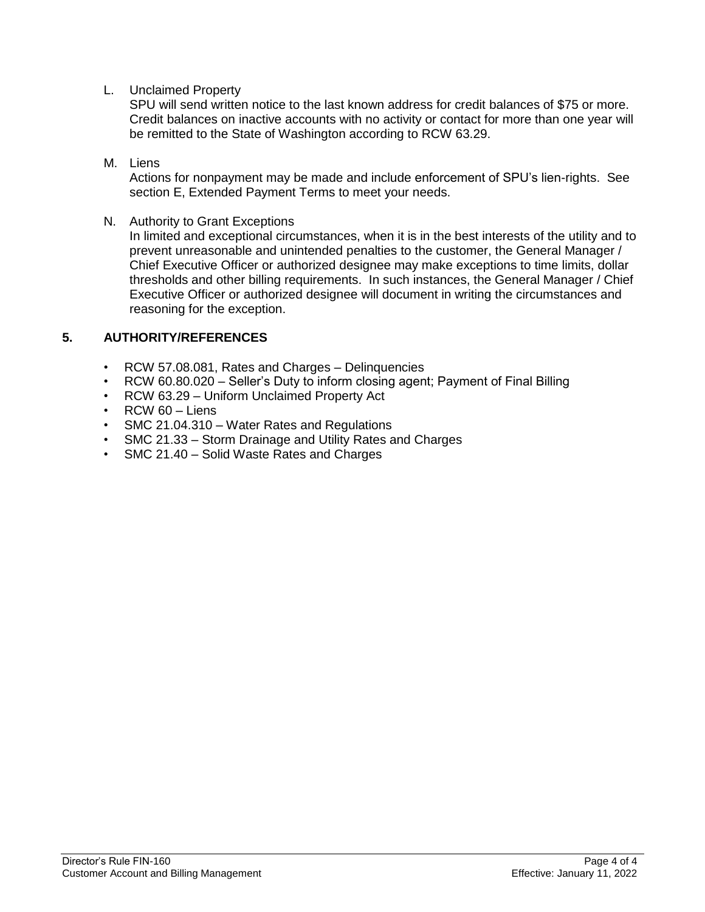L. Unclaimed Property
   SPU will send written notice to the last known address for credit balances of $75 or more. Credit balances on inactive accounts with no activity or contact for more than one year will be remitted to the State of Washington according to RCW 63.29.

M. Liens
   Actions for nonpayment may be made and include enforcement of SPU's lien-rights. See section E, Extended Payment Terms to meet your needs.

N. Authority to Grant Exceptions
   In limited and exceptional circumstances, when it is in the best interests of the utility and to prevent unreasonable and unintended penalties to the customer, the General Manager / Chief Executive Officer or authorized designee may make exceptions to time limits, dollar thresholds and other billing requirements. In such instances, the General Manager / Chief Executive Officer or authorized designee will document in writing the circumstances and reasoning for the exception.

## 5. AUTHORITY/REFERENCES

- RCW 57.08.081, Rates and Charges – Delinquencies
- RCW 60.80.020 – Seller's Duty to inform closing agent; Payment of Final Billing
- RCW 63.29 – Uniform Unclaimed Property Act
- RCW 60 – Liens
- SMC 21.04.310 – Water Rates and Regulations
- SMC 21.33 – Storm Drainage and Utility Rates and Charges
- SMC 21.40 – Solid Waste Rates and Charges